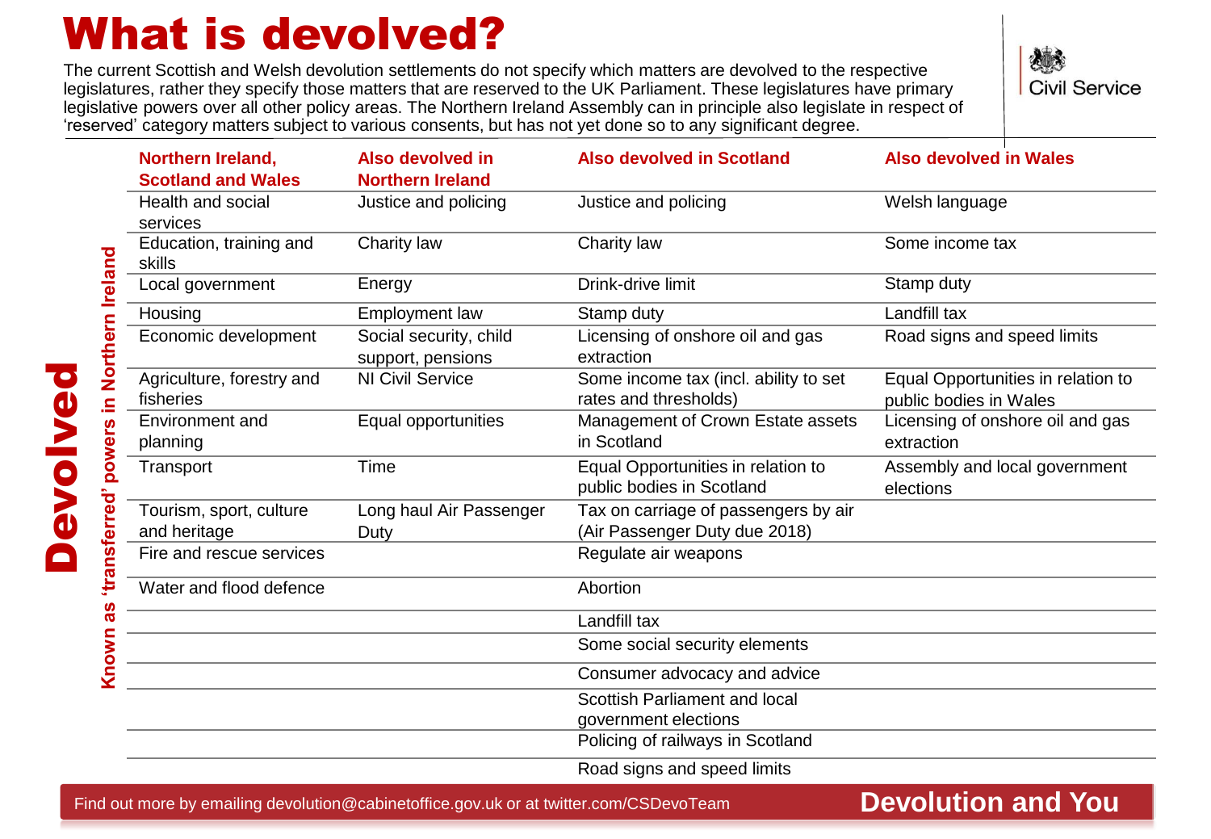# What is devolved?

The current Scottish and Welsh devolution settlements do not specify which matters are devolved to the respective legislatures, rather they specify those matters that are reserved to the UK Parliament. These legislatures have primary legislative powers over all other policy areas. The Northern Ireland Assembly can in principle also legislate in respect of 'reserved' category matters subject to various consents, but has not yet done so to any significant degree.

Civil Service

**Devolved**

**Known as 'transferred' powers in Northern Ireland**

| Northern Ireland, Scotland and Wales | Also devolved in Northern Ireland | Also devolved in Scotland | Also devolved in Wales |
|---|---|---|---|
| Health and social services | Justice and policing | Justice and policing | Welsh language |
| Education, training and skills | Charity law | Charity law | Some income tax |
| Local government | Energy | Drink-drive limit | Stamp duty |
| Housing | Employment law | Stamp duty | Landfill tax |
| Economic development | Social security, child support, pensions | Licensing of onshore oil and gas extraction | Road signs and speed limits |
| Agriculture, forestry and fisheries | NI Civil Service | Some income tax (incl. ability to set rates and thresholds) | Equal Opportunities in relation to public bodies in Wales |
| Environment and planning | Equal opportunities | Management of Crown Estate assets in Scotland | Licensing of onshore oil and gas extraction |
| Transport | Time | Equal Opportunities in relation to public bodies in Scotland | Assembly and local government elections |
| Tourism, sport, culture and heritage | Long haul Air Passenger Duty | Tax on carriage of passengers by air (Air Passenger Duty due 2018) | |
| Fire and rescue services | | Regulate air weapons | |
| Water and flood defence | | Abortion | |
| | | Landfill tax | |
| | | Some social security elements | |
| | | Consumer advocacy and advice | |
| | | Scottish Parliament and local government elections | |
| | | Policing of railways in Scotland | |
| | | Road signs and speed limits | |

Find out more by emailing devolution@cabinetoffice.gov.uk or at twitter.com/CSDevoTeam

**Devolution and You**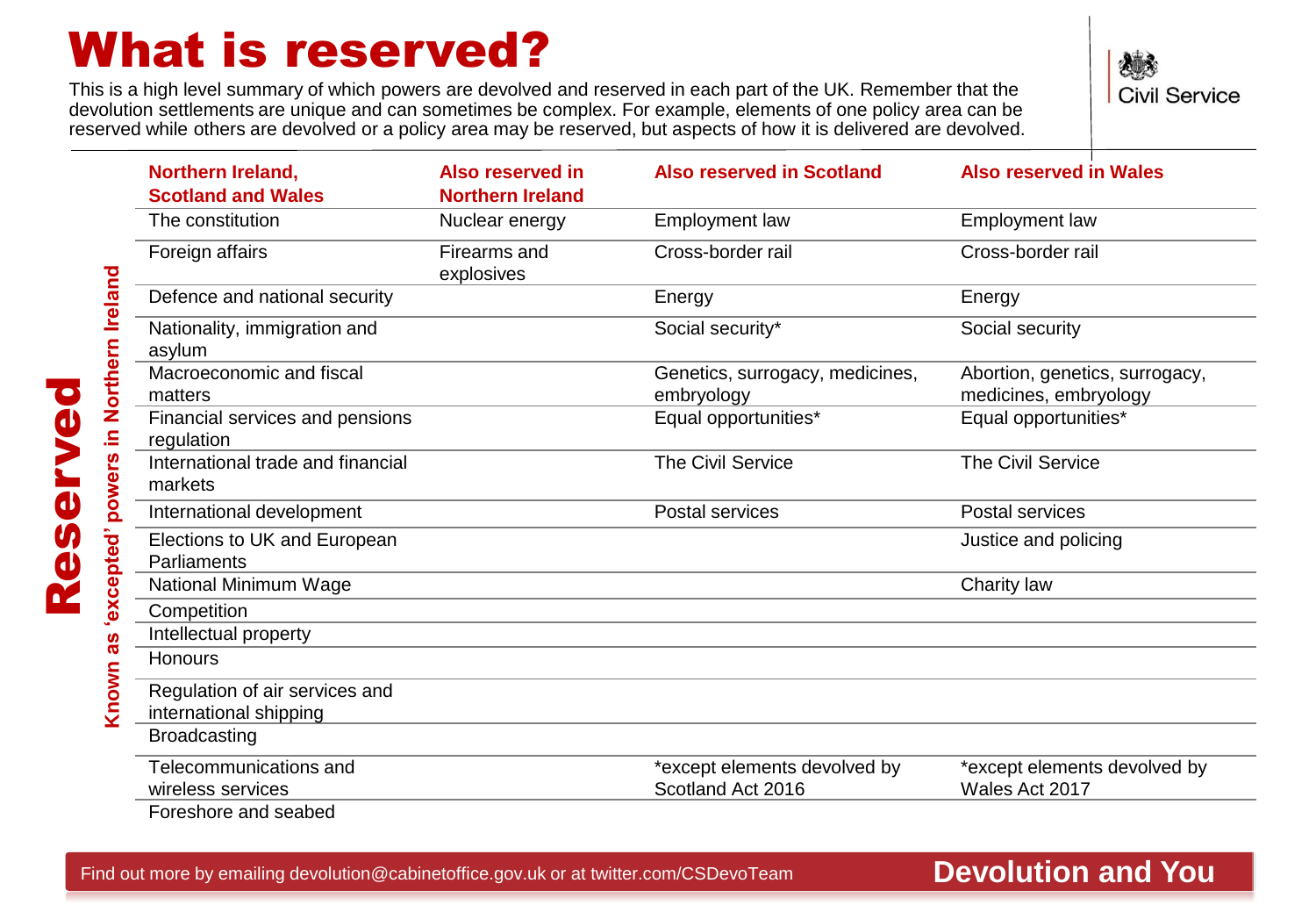# What is reserved?

This is a high level summary of which powers are devolved and reserved in each part of the UK. Remember that the devolution settlements are unique and can sometimes be complex. For example, elements of one policy area can be reserved while others are devolved or a policy area may be reserved, but aspects of how it is delivered are devolved.

Civil Service

**Reserved**

**Known as 'excepted' powers in Northern Ireland**

| Northern Ireland, Scotland and Wales | Also reserved in Northern Ireland | Also reserved in Scotland | Also reserved in Wales |
|---|---|---|---|
| The constitution | Nuclear energy | Employment law | Employment law |
| Foreign affairs | Firearms and explosives | Cross-border rail | Cross-border rail |
| Defence and national security | | Energy | Energy |
| Nationality, immigration and asylum | | Social security* | Social security |
| Macroeconomic and fiscal matters | | Genetics, surrogacy, medicines, embryology | Abortion, genetics, surrogacy, medicines, embryology |
| Financial services and pensions regulation | | Equal opportunities* | Equal opportunities* |
| International trade and financial markets | | The Civil Service | The Civil Service |
| International development | | Postal services | Postal services |
| Elections to UK and European Parliaments | | | Justice and policing |
| National Minimum Wage | | | Charity law |
| Competition | | | |
| Intellectual property | | | |
| Honours | | | |
| Regulation of air services and international shipping | | | |
| Broadcasting | | | |
| Telecommunications and wireless services | | *except elements devolved by Scotland Act 2016 | *except elements devolved by Wales Act 2017 |
| Foreshore and seabed | | | |

Find out more by emailing devolution@cabinetoffice.gov.uk or at twitter.com/CSDevoTeam

**Devolution and You**